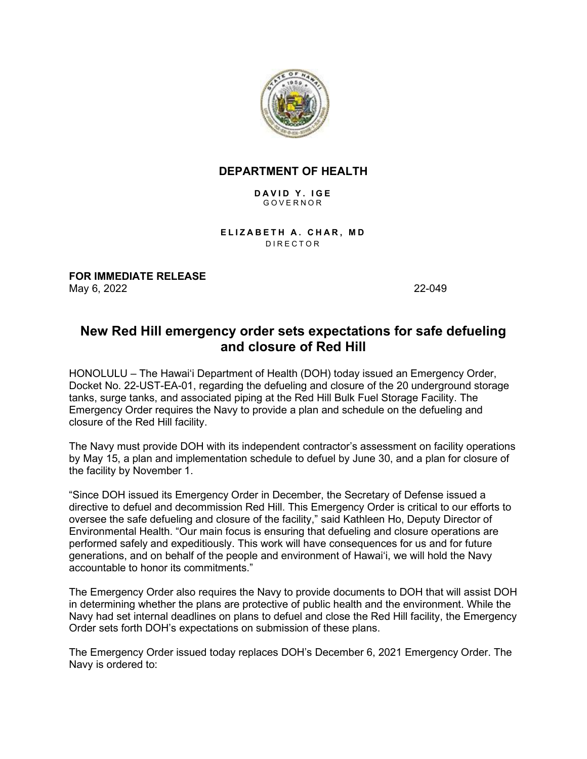**DEPARTMENT OF HEALTH**

**DAVID Y. IGE**
GOVERNOR

**ELIZABETH A. CHAR, MD**
DIRECTOR

**FOR IMMEDIATE RELEASE**
May 6, 2022 22-049

# New Red Hill emergency order sets expectations for safe defueling and closure of Red Hill

HONOLULU – The Hawai'i Department of Health (DOH) today issued an Emergency Order, Docket No. 22-UST-EA-01, regarding the defueling and closure of the 20 underground storage tanks, surge tanks, and associated piping at the Red Hill Bulk Fuel Storage Facility. The Emergency Order requires the Navy to provide a plan and schedule on the defueling and closure of the Red Hill facility.

The Navy must provide DOH with its independent contractor's assessment on facility operations by May 15, a plan and implementation schedule to defuel by June 30, and a plan for closure of the facility by November 1.

"Since DOH issued its Emergency Order in December, the Secretary of Defense issued a directive to defuel and decommission Red Hill. This Emergency Order is critical to our efforts to oversee the safe defueling and closure of the facility," said Kathleen Ho, Deputy Director of Environmental Health. "Our main focus is ensuring that defueling and closure operations are performed safely and expeditiously. This work will have consequences for us and for future generations, and on behalf of the people and environment of Hawai'i, we will hold the Navy accountable to honor its commitments."

The Emergency Order also requires the Navy to provide documents to DOH that will assist DOH in determining whether the plans are protective of public health and the environment. While the Navy had set internal deadlines on plans to defuel and close the Red Hill facility, the Emergency Order sets forth DOH's expectations on submission of these plans.

The Emergency Order issued today replaces DOH's December 6, 2021 Emergency Order. The Navy is ordered to: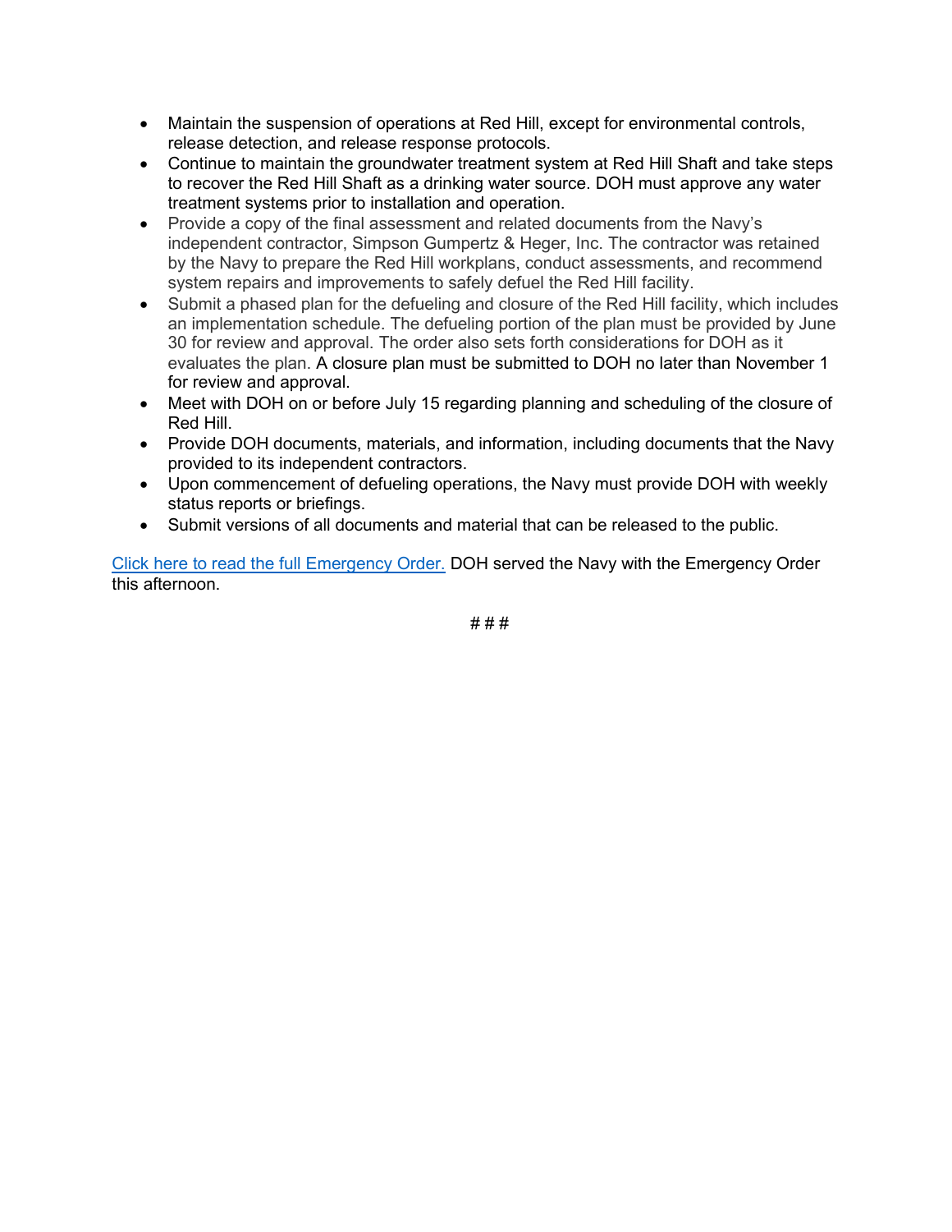- Maintain the suspension of operations at Red Hill, except for environmental controls, release detection, and release response protocols.
- Continue to maintain the groundwater treatment system at Red Hill Shaft and take steps to recover the Red Hill Shaft as a drinking water source. DOH must approve any water treatment systems prior to installation and operation.
- Provide a copy of the final assessment and related documents from the Navy's independent contractor, Simpson Gumpertz & Heger, Inc. The contractor was retained by the Navy to prepare the Red Hill workplans, conduct assessments, and recommend system repairs and improvements to safely defuel the Red Hill facility.
- Submit a phased plan for the defueling and closure of the Red Hill facility, which includes an implementation schedule. The defueling portion of the plan must be provided by June 30 for review and approval. The order also sets forth considerations for DOH as it evaluates the plan. A closure plan must be submitted to DOH no later than November 1 for review and approval.
- Meet with DOH on or before July 15 regarding planning and scheduling of the closure of Red Hill.
- Provide DOH documents, materials, and information, including documents that the Navy provided to its independent contractors.
- Upon commencement of defueling operations, the Navy must provide DOH with weekly status reports or briefings.
- Submit versions of all documents and material that can be released to the public.

Click here to read the full Emergency Order. DOH served the Navy with the Emergency Order this afternoon.

# # #